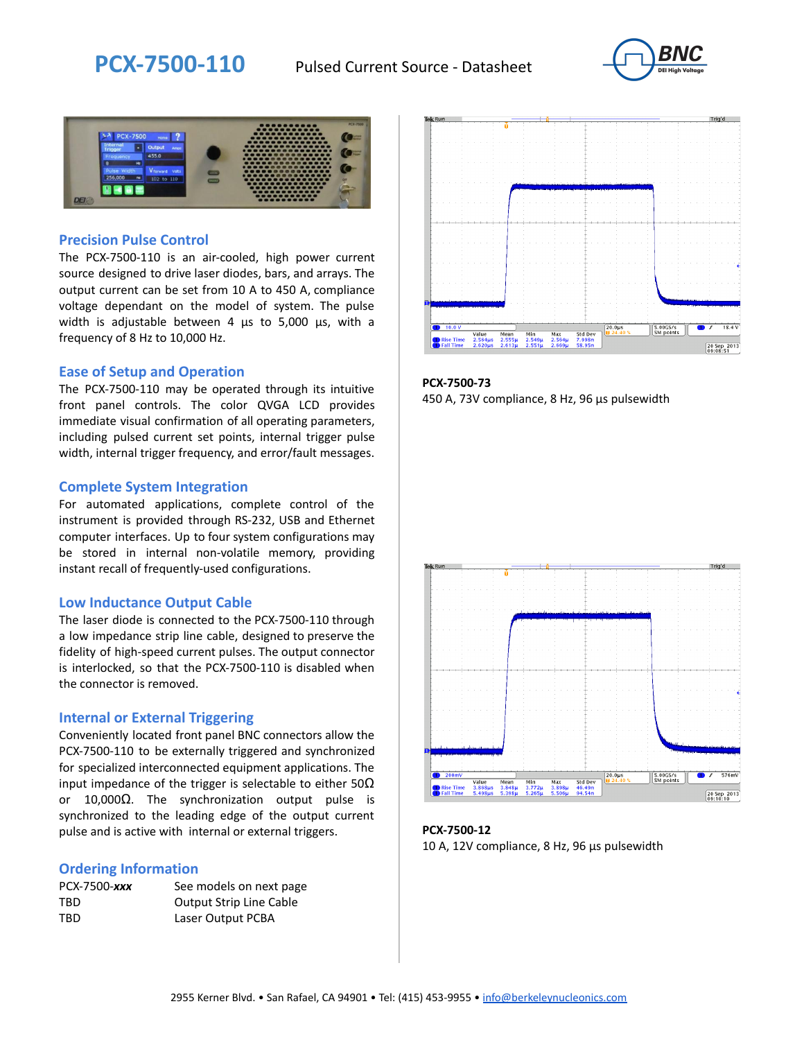# PCX-7500-110

Pulsed Current Source - Datasheet

## Precision Pulse Control

The PCX-7500-110 is an air-cooled, high power current source designed to drive laser diodes, bars, and arrays. The output current can be set from 10 A to 450 A, compliance voltage dependant on the model of system. The pulse width is adjustable between 4 µs to 5,000 µs, with a frequency of 8 Hz to 10,000 Hz.

## Ease of Setup and Operation

The PCX-7500-110 may be operated through its intuitive front panel controls. The color QVGA LCD provides immediate visual confirmation of all operating parameters, including pulsed current set points, internal trigger pulse width, internal trigger frequency, and error/fault messages.

## Complete System Integration

For automated applications, complete control of the instrument is provided through RS-232, USB and Ethernet computer interfaces. Up to four system configurations may be stored in internal non-volatile memory, providing instant recall of frequently-used configurations.

## Low Inductance Output Cable

The laser diode is connected to the PCX-7500-110 through a low impedance strip line cable, designed to preserve the fidelity of high-speed current pulses. The output connector is interlocked, so that the PCX-7500-110 is disabled when the connector is removed.

## Internal or External Triggering

Conveniently located front panel BNC connectors allow the PCX-7500-110 to be externally triggered and synchronized for specialized interconnected equipment applications. The input impedance of the trigger is selectable to either 50Ω or 10,000Ω. The synchronization output pulse is synchronized to the leading edge of the output current pulse and is active with internal or external triggers.

## Ordering Information

| | |
|---|---|
| PCX-7500-***xxx*** | See models on next page |
| TBD | Output Strip Line Cable |
| TBD | Laser Output PCBA |

**PCX-7500-73**
450 A, 73V compliance, 8 Hz, 96 µs pulsewidth

**PCX-7500-12**
10 A, 12V compliance, 8 Hz, 96 µs pulsewidth

2955 Kerner Blvd. • San Rafael, CA 94901 • Tel: (415) 453-9955 • info@berkeleynucleonics.com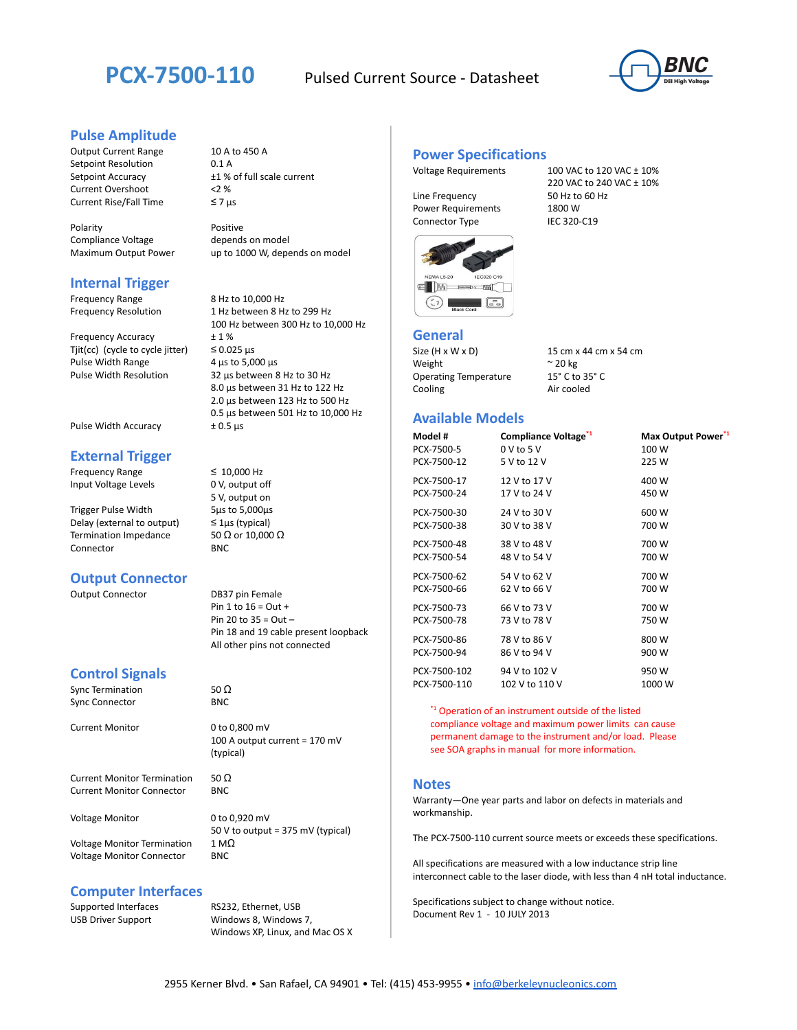# PCX-7500-110

Pulsed Current Source - Datasheet

## Pulse Amplitude

| | |
|---|---|
| Output Current Range | 10 A to 450 A |
| Setpoint Resolution | 0.1 A |
| Setpoint Accuracy | ±1 % of full scale current |
| Current Overshoot | <2 % |
| Current Rise/Fall Time | ≤ 7 µs |
| Polarity | Positive |
| Compliance Voltage | depends on model |
| Maximum Output Power | up to 1000 W, depends on model |

## Internal Trigger

| | |
|---|---|
| Frequency Range | 8 Hz to 10,000 Hz |
| Frequency Resolution | 1 Hz between 8 Hz to 299 Hz<br>100 Hz between 300 Hz to 10,000 Hz |
| Frequency Accuracy | ± 1 % |
| Tjit(cc) (cycle to cycle jitter) | ≤ 0.025 µs |
| Pulse Width Range | 4 µs to 5,000 µs |
| Pulse Width Resolution | 32 µs between 8 Hz to 30 Hz<br>8.0 µs between 31 Hz to 122 Hz<br>2.0 µs between 123 Hz to 500 Hz<br>0.5 µs between 501 Hz to 10,000 Hz |
| Pulse Width Accuracy | ± 0.5 µs |

## External Trigger

| | |
|---|---|
| Frequency Range | ≤ 10,000 Hz |
| Input Voltage Levels | 0 V, output off<br>5 V, output on |
| Trigger Pulse Width | 5µs to 5,000µs |
| Delay (external to output) | ≤ 1µs (typical) |
| Termination Impedance | 50 Ω or 10,000 Ω |
| Connector | BNC |

## Output Connector

| | |
|---|---|
| Output Connector | DB37 pin Female<br>Pin 1 to 16 = Out +<br>Pin 20 to 35 = Out –<br>Pin 18 and 19 cable present loopback<br>All other pins not connected |

## Control Signals

| | |
|---|---|
| Sync Termination | 50 Ω |
| Sync Connector | BNC |
| Current Monitor | 0 to 0,800 mV<br>100 A output current = 170 mV (typical) |
| Current Monitor Termination | 50 Ω |
| Current Monitor Connector | BNC |
| Voltage Monitor | 0 to 0,920 mV<br>50 V to output = 375 mV (typical) |
| Voltage Monitor Termination | 1 MΩ |
| Voltage Monitor Connector | BNC |

## Computer Interfaces

| | |
|---|---|
| Supported Interfaces | RS232, Ethernet, USB |
| USB Driver Support | Windows 8, Windows 7, Windows XP, Linux, and Mac OS X |

## Power Specifications

| | |
|---|---|
| Voltage Requirements | 100 VAC to 120 VAC ± 10%<br>220 VAC to 240 VAC ± 10% |
| Line Frequency | 50 Hz to 60 Hz |
| Power Requirements | 1800 W |
| Connector Type | IEC 320-C19 |

NEMA L5-20 IEC320 C19
Black Cord

## General

| | |
|---|---|
| Size (H x W x D) | 15 cm x 44 cm x 54 cm |
| Weight | ~ 20 kg |
| Operating Temperature | 15° C to 35° C |
| Cooling | Air cooled |

## Available Models

| Model # | Compliance Voltage[*1] | Max Output Power[*1] |
|---|---|---|
| PCX-7500-5 | 0 V to 5 V | 100 W |
| PCX-7500-12 | 5 V to 12 V | 225 W |
| PCX-7500-17 | 12 V to 17 V | 400 W |
| PCX-7500-24 | 17 V to 24 V | 450 W |
| PCX-7500-30 | 24 V to 30 V | 600 W |
| PCX-7500-38 | 30 V to 38 V | 700 W |
| PCX-7500-48 | 38 V to 48 V | 700 W |
| PCX-7500-54 | 48 V to 54 V | 700 W |
| PCX-7500-62 | 54 V to 62 V | 700 W |
| PCX-7500-66 | 62 V to 66 V | 700 W |
| PCX-7500-73 | 66 V to 73 V | 700 W |
| PCX-7500-78 | 73 V to 78 V | 750 W |
| PCX-7500-86 | 78 V to 86 V | 800 W |
| PCX-7500-94 | 86 V to 94 V | 900 W |
| PCX-7500-102 | 94 V to 102 V | 950 W |
| PCX-7500-110 | 102 V to 110 V | 1000 W |

[*1] Operation of an instrument outside of the listed compliance voltage and maximum power limits can cause permanent damage to the instrument and/or load. Please see SOA graphs in manual for more information.

## Notes

Warranty—One year parts and labor on defects in materials and workmanship.

The PCX-7500-110 current source meets or exceeds these specifications.

All specifications are measured with a low inductance strip line interconnect cable to the laser diode, with less than 4 nH total inductance.

Specifications subject to change without notice.
Document Rev 1 - 10 JULY 2013

2955 Kerner Blvd. • San Rafael, CA 94901 • Tel: (415) 453-9955 • info@berkeleynucleonics.com